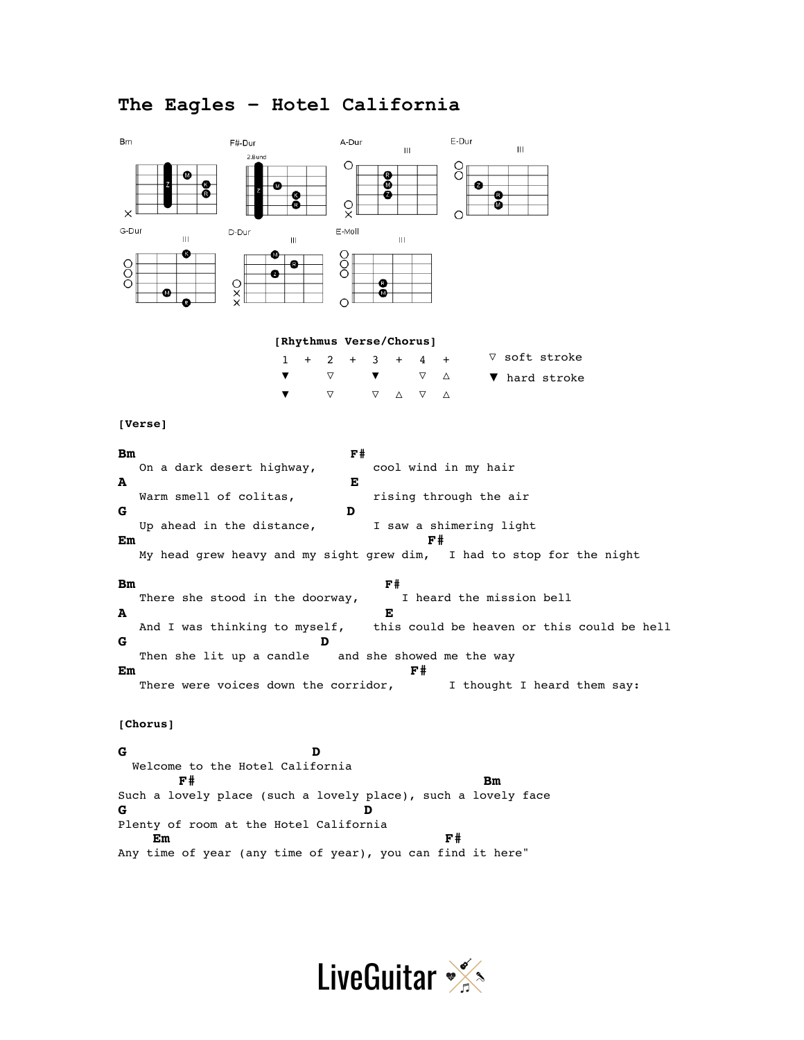# The Eagles – Hotel California

Bm F#-Dur 2.Bund A-Dur III E-Dur III
G-Dur III D-Dur III E-Moll III

**[Rhythmus Verse/Chorus]**

```
1   +   2   +   3   +   4   +
▼       ▽       ▼       ▽   △
▼       ▽       ▽   △   ▽   △
```

▽ soft stroke
▼ hard stroke

**[Verse]**

```
Bm                                F#
   On a dark desert highway,         cool wind in my hair
A                                 E
   Warm smell of colitas,            rising through the air
G                                D
   Up ahead in the distance,         I saw a shimering light
Em                                           F#
   My head grew heavy and my sight grew dim,   I had to stop for the night

Bm                                     F#
   There she stood in the doorway,       I heard the mission bell
A                                      E
   And I was thinking to myself,     this could be heaven or this could be hell
G                            D
   Then she lit up a candle    and she showed me the way
Em                                       F#
   There were voices down the corridor,        I thought I heard them say:
```

**[Chorus]**

```
G                           D
  Welcome to the Hotel California
        F#                                          Bm
Such a lovely place (such a lovely place), such a lovely face
G                                  D
Plenty of room at the Hotel California
     Em                                       F#
Any time of year (any time of year), you can find it here"
```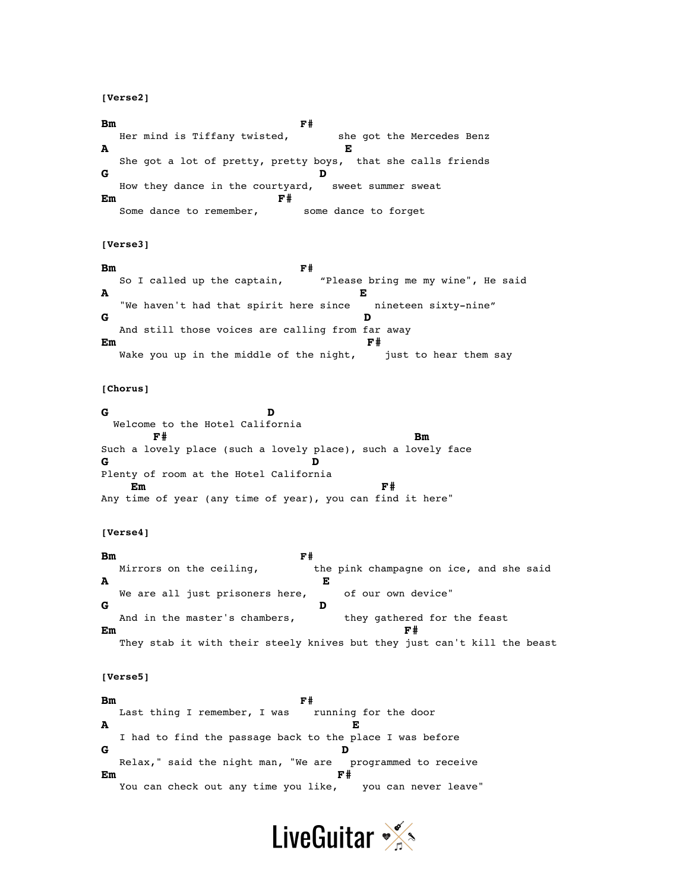[Verse2]

```
Bm                                 F#
   Her mind is Tiffany twisted,        she got the Mercedes Benz
A                                          E
   She got a lot of pretty, pretty boys,  that she calls friends
G                                    D
   How they dance in the courtyard,   sweet summer sweat
Em                             F#
   Some dance to remember,       some dance to forget
```

[Verse3]

```
Bm                                 F#
   So I called up the captain,      “Please bring me my wine", He said
A                                            E
   "We haven't had that spirit here since    nineteen sixty-nine”
G                                          D
   And still those voices are calling from far away
Em                                             F#
   Wake you up in the middle of the night,     just to hear them say
```

[Chorus]

```
G                            D
  Welcome to the Hotel California
        F#                                                 Bm
Such a lovely place (such a lovely place), such a lovely face
G                                    D
Plenty of room at the Hotel California
     Em                                          F#
Any time of year (any time of year), you can find it here"
```

[Verse4]

```
Bm                                 F#
   Mirrors on the ceiling,         the pink champagne on ice, and she said
A                                      E
   We are all just prisoners here,      of our own device"
G                                        D
   And in the master's chambers,         they gathered for the feast
Em                                                        F#
   They stab it with their steely knives but they just can't kill the beast
```

[Verse5]

```
Bm                                 F#
   Last thing I remember, I was    running for the door
A                                             E
   I had to find the passage back to the place I was before
G                                           D
   Relax," said the night man, "We are   programmed to receive
Em                                    F#
   You can check out any time you like,    you can never leave"
```